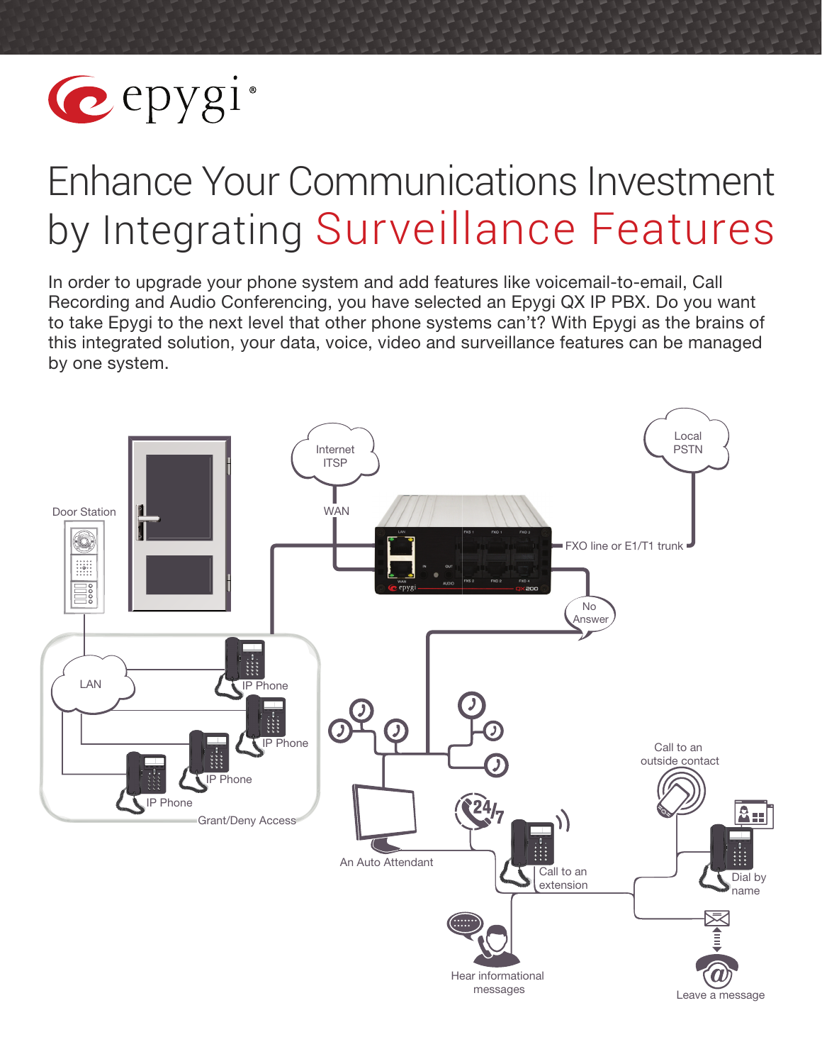# Enhance Your Communications Investment by Integrating Surveillance Features

In order to upgrade your phone system and add features like voicemail-to-email, Call Recording and Audio Conferencing, you have selected an Epygi QX IP PBX. Do you want to take Epygi to the next level that other phone systems can't? With Epygi as the brains of this integrated solution, your data, voice, video and surveillance features can be managed by one system.

Door Station

Internet ITSP

WAN

Local PSTN

FXO line or E1/T1 trunk

No Answer

LAN

IP Phone

IP Phone

IP Phone

IP Phone

Grant/Deny Access

An Auto Attendant

Call to an extension

Call to an outside contact

Dial by name

Hear informational messages

Leave a message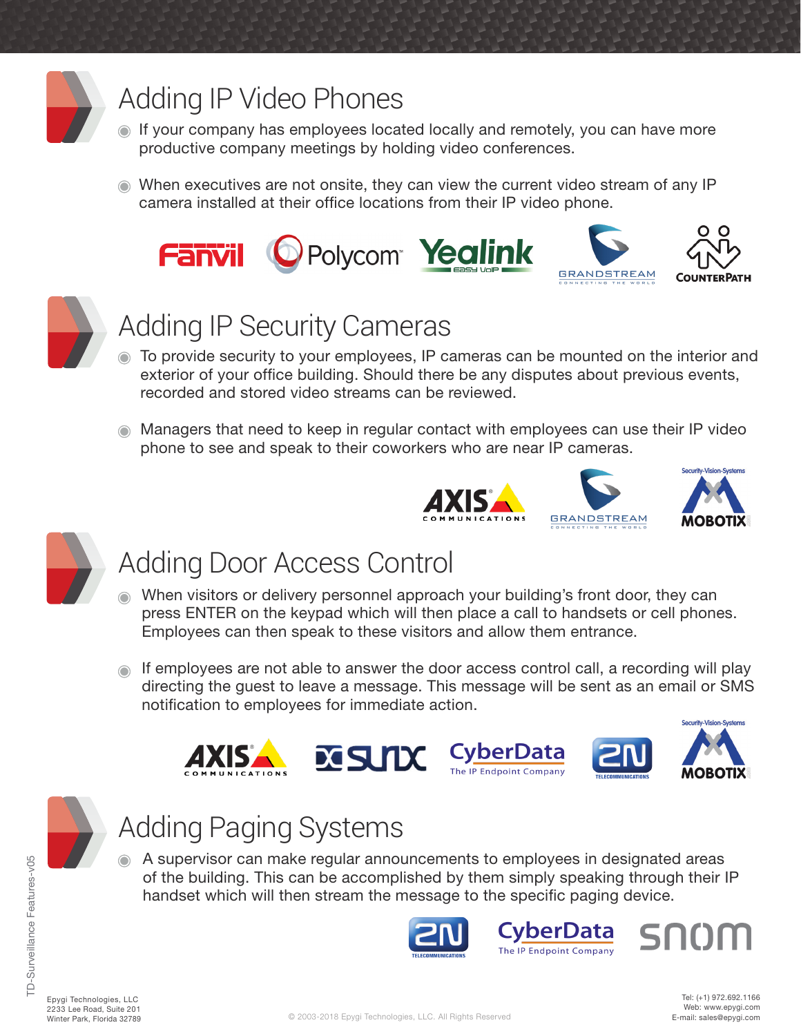# Adding IP Video Phones

- If your company has employees located locally and remotely, you can have more productive company meetings by holding video conferences.
- When executives are not onsite, they can view the current video stream of any IP camera installed at their office locations from their IP video phone.

Fanvil Polycom Yealink GRANDSTREAM COUNTERPATH

# Adding IP Security Cameras

- To provide security to your employees, IP cameras can be mounted on the interior and exterior of your office building. Should there be any disputes about previous events, recorded and stored video streams can be reviewed.
- Managers that need to keep in regular contact with employees can use their IP video phone to see and speak to their coworkers who are near IP cameras.

AXIS COMMUNICATIONS GRANDSTREAM MOBOTIX

# Adding Door Access Control

- When visitors or delivery personnel approach your building's front door, they can press ENTER on the keypad which will then place a call to handsets or cell phones. Employees can then speak to these visitors and allow them entrance.
- If employees are not able to answer the door access control call, a recording will play directing the guest to leave a message. This message will be sent as an email or SMS notification to employees for immediate action.

AXIS COMMUNICATIONS CyberData 2N MOBOTIX

# Adding Paging Systems

- A supervisor can make regular announcements to employees in designated areas of the building. This can be accomplished by them simply speaking through their IP handset which will then stream the message to the specific paging device.

2N CyberData snom

TD-Surveillance Features-v05

Epygi Technologies, LLC
2233 Lee Road, Suite 201
Winter Park, Florida 32789

© 2003-2018 Epygi Technologies, LLC. All Rights Reserved

Tel: (+1) 972.692.1166
Web: www.epygi.com
E-mail: sales@epygi.com